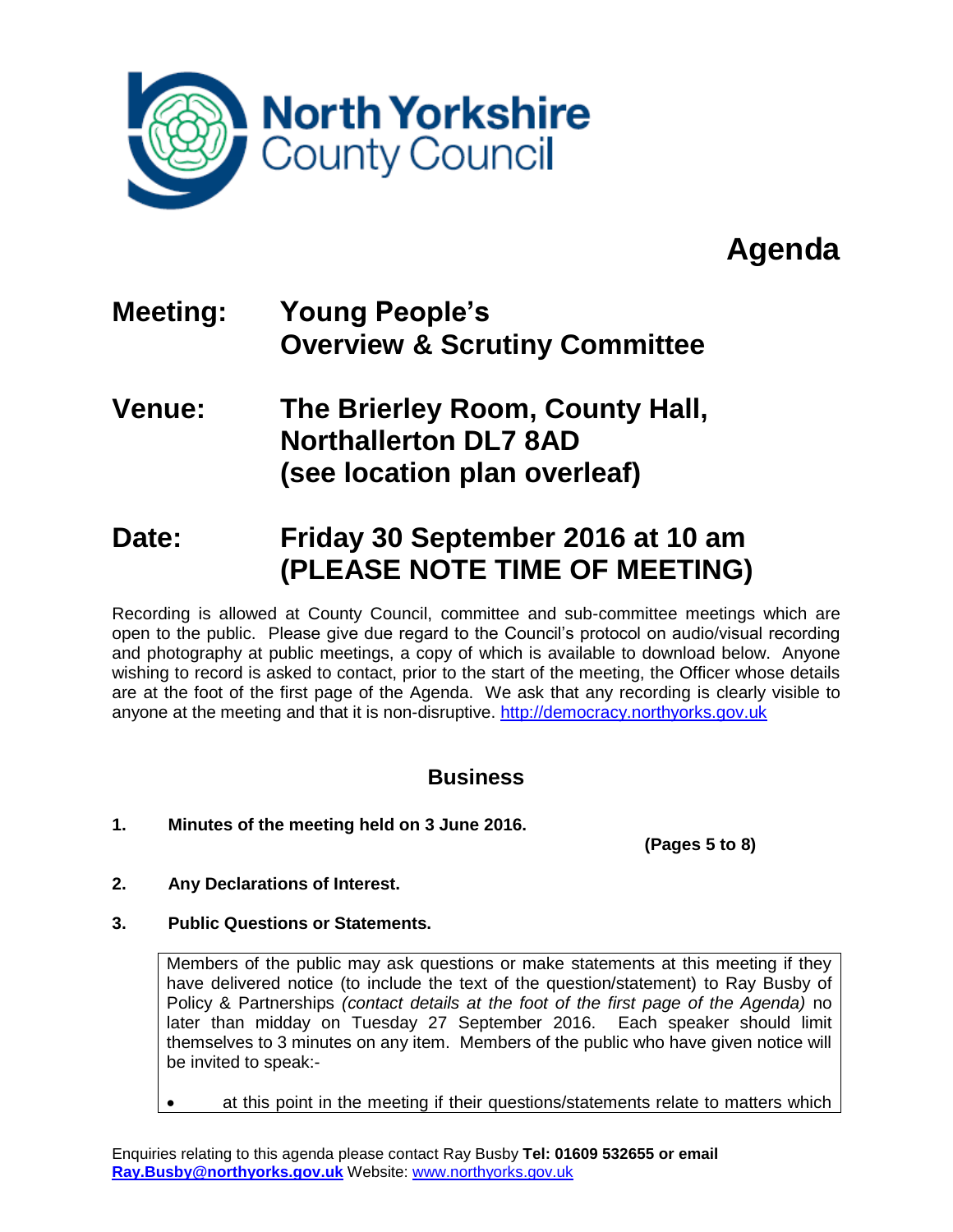North Yorkshire County Council

# Agenda

**Meeting:** **Young People's Overview & Scrutiny Committee**

**Venue:** **The Brierley Room, County Hall, Northallerton DL7 8AD (see location plan overleaf)**

**Date:** **Friday 30 September 2016 at 10 am (PLEASE NOTE TIME OF MEETING)**

Recording is allowed at County Council, committee and sub-committee meetings which are open to the public. Please give due regard to the Council's protocol on audio/visual recording and photography at public meetings, a copy of which is available to download below. Anyone wishing to record is asked to contact, prior to the start of the meeting, the Officer whose details are at the foot of the first page of the Agenda. We ask that any recording is clearly visible to anyone at the meeting and that it is non-disruptive. http://democracy.northyorks.gov.uk

## Business

**1. Minutes of the meeting held on 3 June 2016.**

**(Pages 5 to 8)**

**2. Any Declarations of Interest.**

**3. Public Questions or Statements.**

Members of the public may ask questions or make statements at this meeting if they have delivered notice (to include the text of the question/statement) to Ray Busby of Policy & Partnerships *(contact details at the foot of the first page of the Agenda)* no later than midday on Tuesday 27 September 2016. Each speaker should limit themselves to 3 minutes on any item. Members of the public who have given notice will be invited to speak:-

- at this point in the meeting if their questions/statements relate to matters which

Enquiries relating to this agenda please contact Ray Busby **Tel: 01609 532655 or email** **Ray.Busby@northyorks.gov.uk** Website: www.northyorks.gov.uk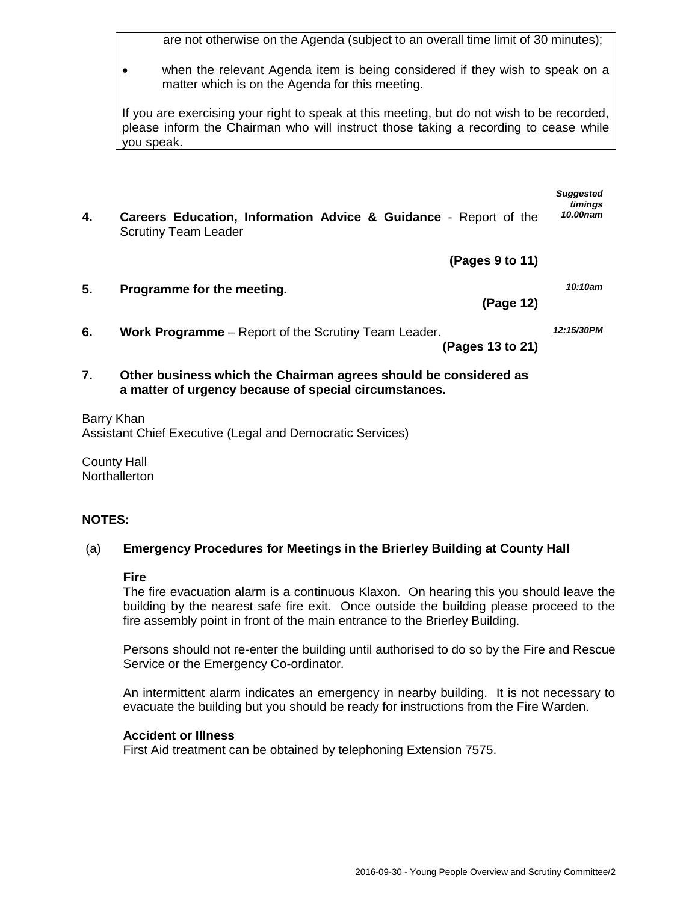are not otherwise on the Agenda (subject to an overall time limit of 30 minutes);

- when the relevant Agenda item is being considered if they wish to speak on a matter which is on the Agenda for this meeting.

If you are exercising your right to speak at this meeting, but do not wish to be recorded, please inform the Chairman who will instruct those taking a recording to cease while you speak.

| | | *Suggested timings* |
|---|---|---|
| **4.** | **Careers Education, Information Advice & Guidance** - Report of the Scrutiny Team Leader **(Pages 9 to 11)** | *10.00nam* |
| **5.** | **Programme for the meeting.** **(Page 12)** | *10:10am* |
| **6.** | **Work Programme** – Report of the Scrutiny Team Leader. **(Pages 13 to 21)** | *12:15/30PM* |
| **7.** | **Other business which the Chairman agrees should be considered as a matter of urgency because of special circumstances.** | |

Barry Khan
Assistant Chief Executive (Legal and Democratic Services)

County Hall
Northallerton

**NOTES:**

(a) **Emergency Procedures for Meetings in the Brierley Building at County Hall**

**Fire**
The fire evacuation alarm is a continuous Klaxon. On hearing this you should leave the building by the nearest safe fire exit. Once outside the building please proceed to the fire assembly point in front of the main entrance to the Brierley Building.

Persons should not re-enter the building until authorised to do so by the Fire and Rescue Service or the Emergency Co-ordinator.

An intermittent alarm indicates an emergency in nearby building. It is not necessary to evacuate the building but you should be ready for instructions from the Fire Warden.

**Accident or Illness**
First Aid treatment can be obtained by telephoning Extension 7575.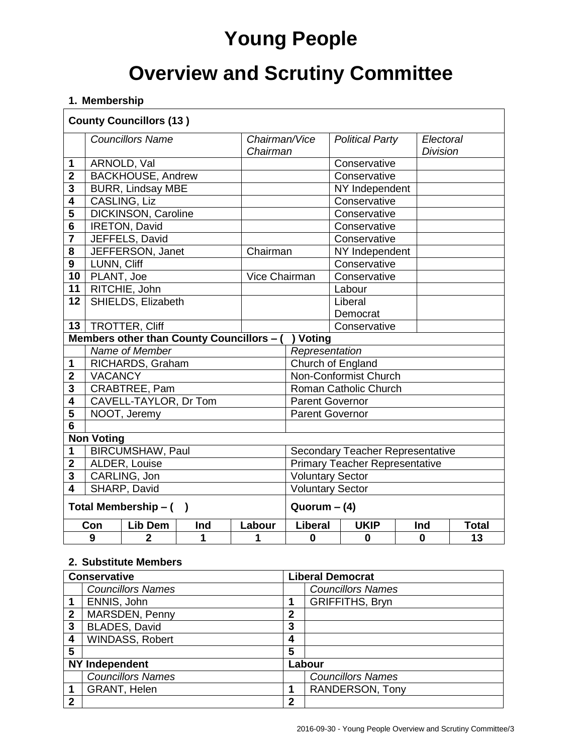# Young People

# Overview and Scrutiny Committee

**1. Membership**

| **County Councillors (13 )** | | | | |
|---|---|---|---|---|
| | *Councillors Name* | *Chairman/Vice Chairman* | *Political Party* | *Electoral Division* |
| **1** | ARNOLD, Val | | Conservative | |
| **2** | BACKHOUSE, Andrew | | Conservative | |
| **3** | BURR, Lindsay MBE | | NY Independent | |
| **4** | CASLING, Liz | | Conservative | |
| **5** | DICKINSON, Caroline | | Conservative | |
| **6** | IRETON, David | | Conservative | |
| **7** | JEFFELS, David | | Conservative | |
| **8** | JEFFERSON, Janet | Chairman | NY Independent | |
| **9** | LUNN, Cliff | | Conservative | |
| **10** | PLANT, Joe | Vice Chairman | Conservative | |
| **11** | RITCHIE, John | | Labour | |
| **12** | SHIELDS, Elizabeth | | Liberal Democrat | |
| **13** | TROTTER, Cliff | | Conservative | |

| **Members other than County Councillors – ( ) Voting** | | |
|---|---|---|
| | *Name of Member* | *Representation* |
| **1** | RICHARDS, Graham | Church of England |
| **2** | VACANCY | Non-Conformist Church |
| **3** | CRABTREE, Pam | Roman Catholic Church |
| **4** | CAVELL-TAYLOR, Dr Tom | Parent Governor |
| **5** | NOOT, Jeremy | Parent Governor |
| **6** | | |
| **Non Voting** | | |
| **1** | BIRCUMSHAW, Paul | Secondary Teacher Representative |
| **2** | ALDER, Louise | Primary Teacher Representative |
| **3** | CARLING, Jon | Voluntary Sector |
| **4** | SHARP, David | Voluntary Sector |
| **Total Membership – ( )** | | **Quorum – (4)** |

| **Con** | **Lib Dem** | **Ind** | **Labour** | **Liberal** | **UKIP** | **Ind** | **Total** |
|---|---|---|---|---|---|---|---|
| **9** | **2** | **1** | **1** | **0** | **0** | **0** | **13** |

**2. Substitute Members**

| **Conservative** | | **Liberal Democrat** | |
|---|---|---|---|
| | *Councillors Names* | | *Councillors Names* |
| **1** | ENNIS, John | **1** | GRIFFITHS, Bryn |
| **2** | MARSDEN, Penny | **2** | |
| **3** | BLADES, David | **3** | |
| **4** | WINDASS, Robert | **4** | |
| **5** | | **5** | |
| **NY Independent** | | **Labour** | |
| | *Councillors Names* | | *Councillors Names* |
| **1** | GRANT, Helen | **1** | RANDERSON, Tony |
| **2** | | **2** | |